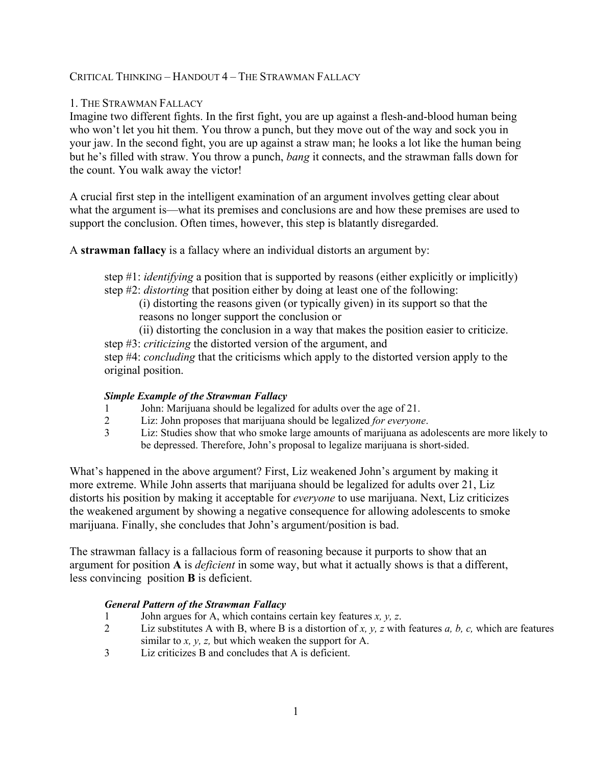# CRITICAL THINKING – HANDOUT 4 – THE STRAWMAN FALLACY

## 1. THE STRAWMAN FALLACY

Imagine two different fights. In the first fight, you are up against a flesh-and-blood human being who won't let you hit them. You throw a punch, but they move out of the way and sock you in your jaw. In the second fight, you are up against a straw man; he looks a lot like the human being but he's filled with straw. You throw a punch, *bang* it connects, and the strawman falls down for the count. You walk away the victor!

A crucial first step in the intelligent examination of an argument involves getting clear about what the argument is—what its premises and conclusions are and how these premises are used to support the conclusion. Often times, however, this step is blatantly disregarded.

A **strawman fallacy** is a fallacy where an individual distorts an argument by:

> step #1: *identifying* a position that is supported by reasons (either explicitly or implicitly)
> step #2: *distorting* that position either by doing at least one of the following:
> > (i) distorting the reasons given (or typically given) in its support so that the reasons no longer support the conclusion or
> > (ii) distorting the conclusion in a way that makes the position easier to criticize.
>
> step #3: *criticizing* the distorted version of the argument, and
> step #4: *concluding* that the criticisms which apply to the distorted version apply to the original position.

***Simple Example of the Strawman Fallacy***

1. John: Marijuana should be legalized for adults over the age of 21.
2. Liz: John proposes that marijuana should be legalized *for everyone*.
3. Liz: Studies show that who smoke large amounts of marijuana as adolescents are more likely to be depressed. Therefore, John's proposal to legalize marijuana is short-sided.

What's happened in the above argument? First, Liz weakened John's argument by making it more extreme. While John asserts that marijuana should be legalized for adults over 21, Liz distorts his position by making it acceptable for *everyone* to use marijuana. Next, Liz criticizes the weakened argument by showing a negative consequence for allowing adolescents to smoke marijuana. Finally, she concludes that John's argument/position is bad.

The strawman fallacy is a fallacious form of reasoning because it purports to show that an argument for position **A** is *deficient* in some way, but what it actually shows is that a different, less convincing position **B** is deficient.

***General Pattern of the Strawman Fallacy***

1. John argues for A, which contains certain key features *x, y, z*.
2. Liz substitutes A with B, where B is a distortion of *x, y, z* with features *a, b, c,* which are features similar to *x, y, z,* but which weaken the support for A.
3. Liz criticizes B and concludes that A is deficient.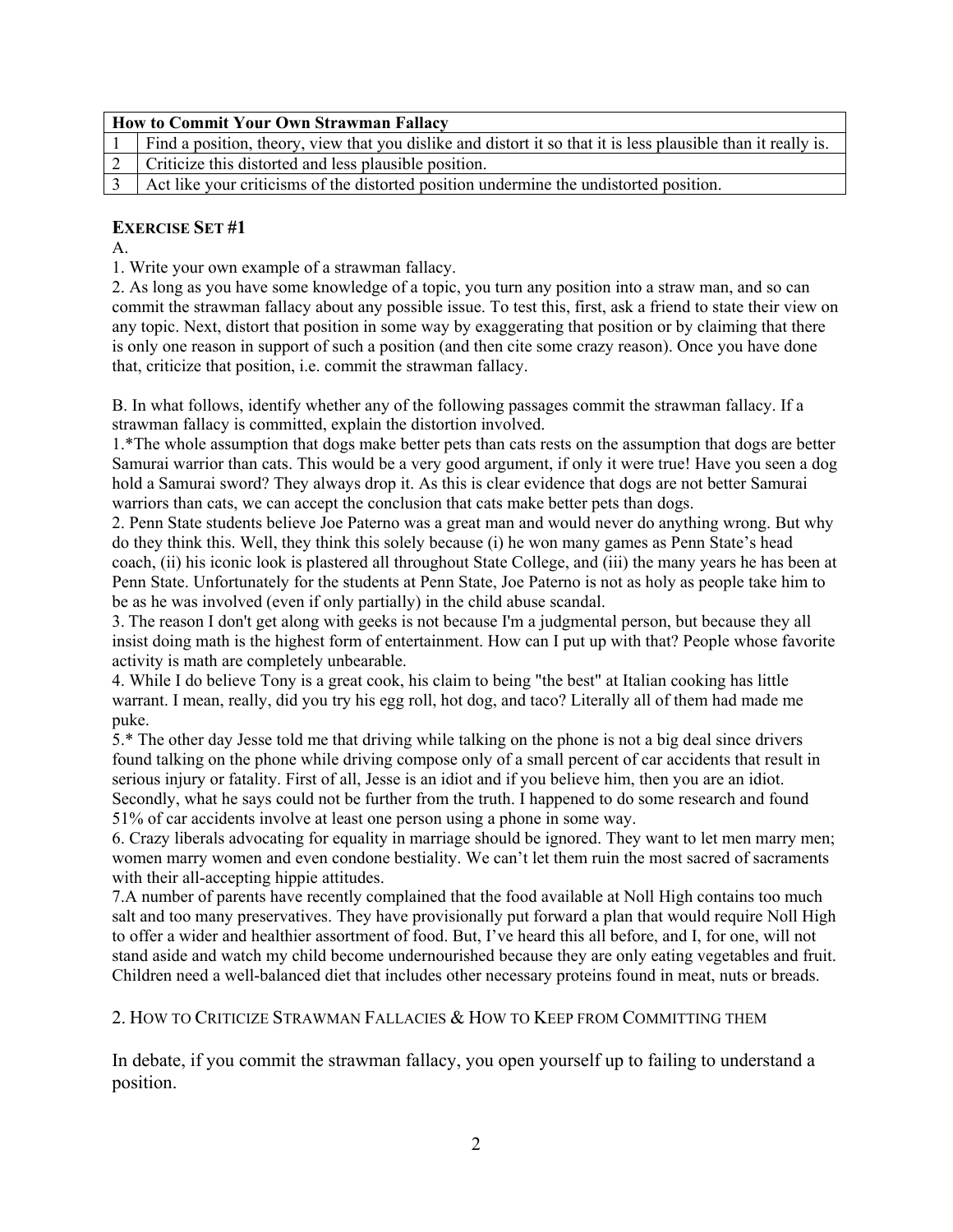| How to Commit Your Own Strawman Fallacy | |
|---|---|
| 1 | Find a position, theory, view that you dislike and distort it so that it is less plausible than it really is. |
| 2 | Criticize this distorted and less plausible position. |
| 3 | Act like your criticisms of the distorted position undermine the undistorted position. |

### EXERCISE SET #1

A.

1. Write your own example of a strawman fallacy.
2. As long as you have some knowledge of a topic, you turn any position into a straw man, and so can commit the strawman fallacy about any possible issue. To test this, first, ask a friend to state their view on any topic. Next, distort that position in some way by exaggerating that position or by claiming that there is only one reason in support of such a position (and then cite some crazy reason). Once you have done that, criticize that position, i.e. commit the strawman fallacy.

B. In what follows, identify whether any of the following passages commit the strawman fallacy. If a strawman fallacy is committed, explain the distortion involved.

1.*The whole assumption that dogs make better pets than cats rests on the assumption that dogs are better Samurai warrior than cats. This would be a very good argument, if only it were true! Have you seen a dog hold a Samurai sword? They always drop it. As this is clear evidence that dogs are not better Samurai warriors than cats, we can accept the conclusion that cats make better pets than dogs.

2. Penn State students believe Joe Paterno was a great man and would never do anything wrong. But why do they think this. Well, they think this solely because (i) he won many games as Penn State's head coach, (ii) his iconic look is plastered all throughout State College, and (iii) the many years he has been at Penn State. Unfortunately for the students at Penn State, Joe Paterno is not as holy as people take him to be as he was involved (even if only partially) in the child abuse scandal.

3. The reason I don't get along with geeks is not because I'm a judgmental person, but because they all insist doing math is the highest form of entertainment. How can I put up with that? People whose favorite activity is math are completely unbearable.

4. While I do believe Tony is a great cook, his claim to being "the best" at Italian cooking has little warrant. I mean, really, did you try his egg roll, hot dog, and taco? Literally all of them had made me puke.

5.* The other day Jesse told me that driving while talking on the phone is not a big deal since drivers found talking on the phone while driving compose only of a small percent of car accidents that result in serious injury or fatality. First of all, Jesse is an idiot and if you believe him, then you are an idiot. Secondly, what he says could not be further from the truth. I happened to do some research and found 51% of car accidents involve at least one person using a phone in some way.

6. Crazy liberals advocating for equality in marriage should be ignored. They want to let men marry men; women marry women and even condone bestiality. We can't let them ruin the most sacred of sacraments with their all-accepting hippie attitudes.

7.A number of parents have recently complained that the food available at Noll High contains too much salt and too many preservatives. They have provisionally put forward a plan that would require Noll High to offer a wider and healthier assortment of food. But, I've heard this all before, and I, for one, will not stand aside and watch my child become undernourished because they are only eating vegetables and fruit. Children need a well-balanced diet that includes other necessary proteins found in meat, nuts or breads.

## 2. HOW TO CRITICIZE STRAWMAN FALLACIES & HOW TO KEEP FROM COMMITTING THEM

In debate, if you commit the strawman fallacy, you open yourself up to failing to understand a position.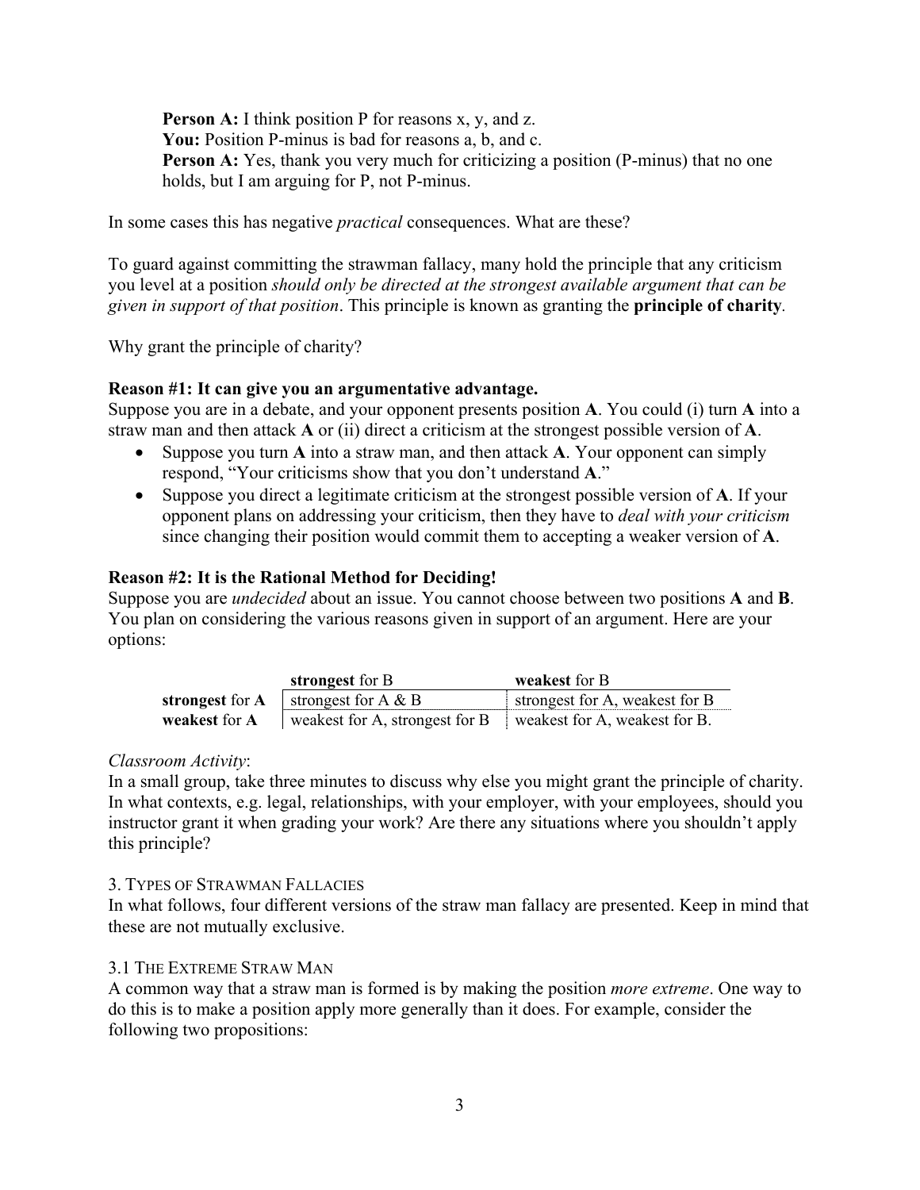**Person A:** I think position P for reasons x, y, and z.
**You:** Position P-minus is bad for reasons a, b, and c.
**Person A:** Yes, thank you very much for criticizing a position (P-minus) that no one holds, but I am arguing for P, not P-minus.

In some cases this has negative *practical* consequences. What are these?

To guard against committing the strawman fallacy, many hold the principle that any criticism you level at a position *should only be directed at the strongest available argument that can be given in support of that position*. This principle is known as granting the **principle of charity**.

Why grant the principle of charity?

**Reason #1: It can give you an argumentative advantage.**
Suppose you are in a debate, and your opponent presents position **A**. You could (i) turn **A** into a straw man and then attack **A** or (ii) direct a criticism at the strongest possible version of **A**.

- Suppose you turn **A** into a straw man, and then attack **A**. Your opponent can simply respond, "Your criticisms show that you don't understand **A**."
- Suppose you direct a legitimate criticism at the strongest possible version of **A**. If your opponent plans on addressing your criticism, then they have to *deal with your criticism* since changing their position would commit them to accepting a weaker version of **A**.

**Reason #2: It is the Rational Method for Deciding!**
Suppose you are *undecided* about an issue. You cannot choose between two positions **A** and **B**. You plan on considering the various reasons given in support of an argument. Here are your options:

| | **strongest** for B | **weakest** for B |
|---|---|---|
| **strongest** for **A** | strongest for A & B | strongest for A, weakest for B |
| **weakest** for **A** | weakest for A, strongest for B | weakest for A, weakest for B. |

*Classroom Activity*:
In a small group, take three minutes to discuss why else you might grant the principle of charity. In what contexts, e.g. legal, relationships, with your employer, with your employees, should you instructor grant it when grading your work? Are there any situations where you shouldn't apply this principle?

## 3. Types of Strawman Fallacies

In what follows, four different versions of the straw man fallacy are presented. Keep in mind that these are not mutually exclusive.

### 3.1 The Extreme Straw Man

A common way that a straw man is formed is by making the position *more extreme*. One way to do this is to make a position apply more generally than it does. For example, consider the following two propositions: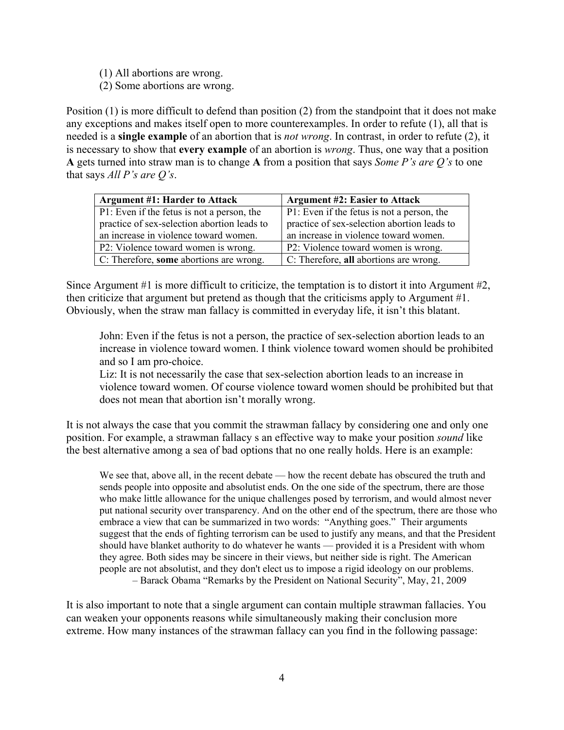(1) All abortions are wrong.
(2) Some abortions are wrong.

Position (1) is more difficult to defend than position (2) from the standpoint that it does not make any exceptions and makes itself open to more counterexamples. In order to refute (1), all that is needed is a **single example** of an abortion that is *not wrong*. In contrast, in order to refute (2), it is necessary to show that **every example** of an abortion is *wrong*. Thus, one way that a position **A** gets turned into straw man is to change **A** from a position that says *Some P's are Q's* to one that says *All P's are Q's*.

| **Argument #1: Harder to Attack** | **Argument #2: Easier to Attack** |
|---|---|
| P1: Even if the fetus is not a person, the practice of sex-selection abortion leads to an increase in violence toward women. | P1: Even if the fetus is not a person, the practice of sex-selection abortion leads to an increase in violence toward women. |
| P2: Violence toward women is wrong. | P2: Violence toward women is wrong. |
| C: Therefore, **some** abortions are wrong. | C: Therefore, **all** abortions are wrong. |

Since Argument #1 is more difficult to criticize, the temptation is to distort it into Argument #2, then criticize that argument but pretend as though that the criticisms apply to Argument #1. Obviously, when the straw man fallacy is committed in everyday life, it isn't this blatant.

> John: Even if the fetus is not a person, the practice of sex-selection abortion leads to an increase in violence toward women. I think violence toward women should be prohibited and so I am pro-choice.
> Liz: It is not necessarily the case that sex-selection abortion leads to an increase in violence toward women. Of course violence toward women should be prohibited but that does not mean that abortion isn't morally wrong.

It is not always the case that you commit the strawman fallacy by considering one and only one position. For example, a strawman fallacy s an effective way to make your position *sound* like the best alternative among a sea of bad options that no one really holds. Here is an example:

> We see that, above all, in the recent debate — how the recent debate has obscured the truth and sends people into opposite and absolutist ends. On the one side of the spectrum, there are those who make little allowance for the unique challenges posed by terrorism, and would almost never put national security over transparency. And on the other end of the spectrum, there are those who embrace a view that can be summarized in two words: "Anything goes." Their arguments suggest that the ends of fighting terrorism can be used to justify any means, and that the President should have blanket authority to do whatever he wants — provided it is a President with whom they agree. Both sides may be sincere in their views, but neither side is right. The American people are not absolutist, and they don't elect us to impose a rigid ideology on our problems.
> – Barack Obama "Remarks by the President on National Security", May, 21, 2009

It is also important to note that a single argument can contain multiple strawman fallacies. You can weaken your opponents reasons while simultaneously making their conclusion more extreme. How many instances of the strawman fallacy can you find in the following passage: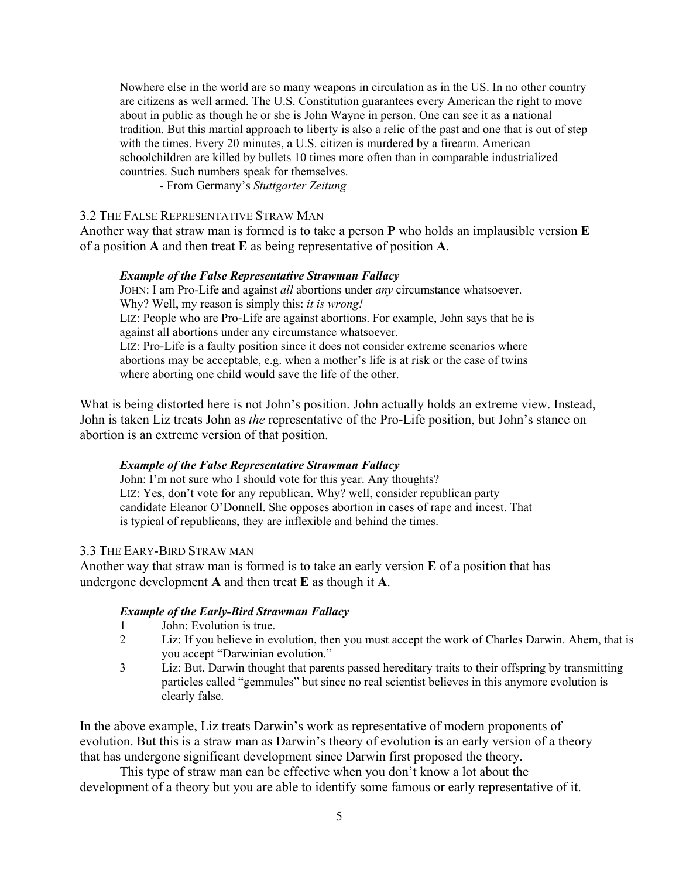> Nowhere else in the world are so many weapons in circulation as in the US. In no other country are citizens as well armed. The U.S. Constitution guarantees every American the right to move about in public as though he or she is John Wayne in person. One can see it as a national tradition. But this martial approach to liberty is also a relic of the past and one that is out of step with the times. Every 20 minutes, a U.S. citizen is murdered by a firearm. American schoolchildren are killed by bullets 10 times more often than in comparable industrialized countries. Such numbers speak for themselves.
>
> - From Germany's *Stuttgarter Zeitung*

### 3.2 The False Representative Straw Man

Another way that straw man is formed is to take a person **P** who holds an implausible version **E** of a position **A** and then treat **E** as being representative of position **A**.

> ***Example of the False Representative Strawman Fallacy***
>
> JOHN: I am Pro-Life and against *all* abortions under *any* circumstance whatsoever. Why? Well, my reason is simply this: *it is wrong!*
>
> LIZ: People who are Pro-Life are against abortions. For example, John says that he is against all abortions under any circumstance whatsoever.
>
> LIZ: Pro-Life is a faulty position since it does not consider extreme scenarios where abortions may be acceptable, e.g. when a mother's life is at risk or the case of twins where aborting one child would save the life of the other.

What is being distorted here is not John's position. John actually holds an extreme view. Instead, John is taken Liz treats John as *the* representative of the Pro-Life position, but John's stance on abortion is an extreme version of that position.

> ***Example of the False Representative Strawman Fallacy***
>
> John: I'm not sure who I should vote for this year. Any thoughts?
>
> LIZ: Yes, don't vote for any republican. Why? well, consider republican party candidate Eleanor O'Donnell. She opposes abortion in cases of rape and incest. That is typical of republicans, they are inflexible and behind the times.

### 3.3 The Eary-Bird Straw man

Another way that straw man is formed is to take an early version **E** of a position that has undergone development **A** and then treat **E** as though it **A**.

> ***Example of the Early-Bird Strawman Fallacy***
>
> 1. John: Evolution is true.
> 2. Liz: If you believe in evolution, then you must accept the work of Charles Darwin. Ahem, that is you accept "Darwinian evolution."
> 3. Liz: But, Darwin thought that parents passed hereditary traits to their offspring by transmitting particles called "gemmules" but since no real scientist believes in this anymore evolution is clearly false.

In the above example, Liz treats Darwin's work as representative of modern proponents of evolution. But this is a straw man as Darwin's theory of evolution is an early version of a theory that has undergone significant development since Darwin first proposed the theory.

This type of straw man can be effective when you don't know a lot about the development of a theory but you are able to identify some famous or early representative of it.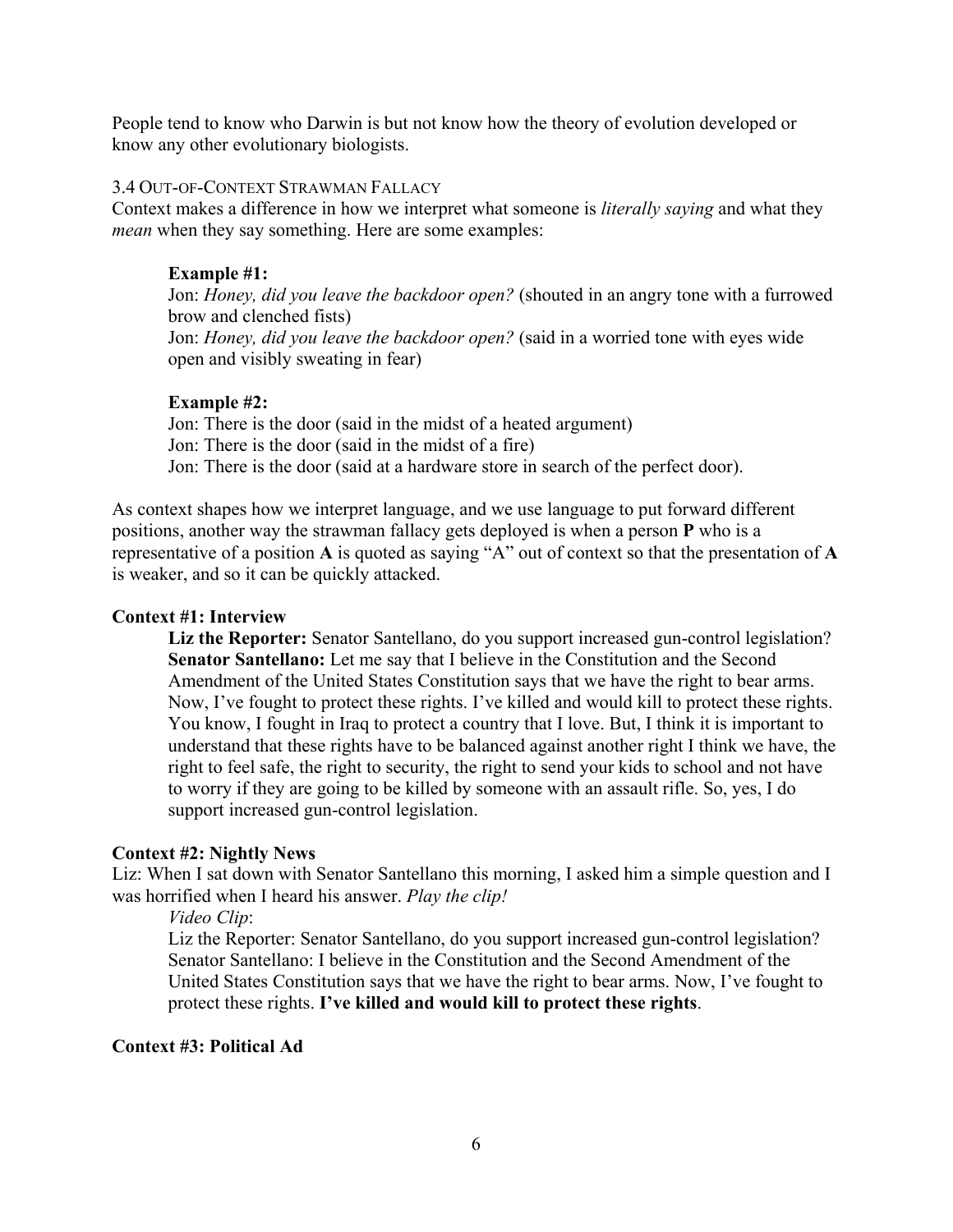People tend to know who Darwin is but not know how the theory of evolution developed or know any other evolutionary biologists.

### 3.4 Out-of-Context Strawman Fallacy

Context makes a difference in how we interpret what someone is *literally saying* and what they *mean* when they say something. Here are some examples:

> **Example #1:**
> Jon: *Honey, did you leave the backdoor open?* (shouted in an angry tone with a furrowed brow and clenched fists)
> Jon: *Honey, did you leave the backdoor open?* (said in a worried tone with eyes wide open and visibly sweating in fear)
>
> **Example #2:**
> Jon: There is the door (said in the midst of a heated argument)
> Jon: There is the door (said in the midst of a fire)
> Jon: There is the door (said at a hardware store in search of the perfect door).

As context shapes how we interpret language, and we use language to put forward different positions, another way the strawman fallacy gets deployed is when a person **P** who is a representative of a position **A** is quoted as saying "A" out of context so that the presentation of **A** is weaker, and so it can be quickly attacked.

**Context #1: Interview**

> **Liz the Reporter:** Senator Santellano, do you support increased gun-control legislation?
> **Senator Santellano:** Let me say that I believe in the Constitution and the Second Amendment of the United States Constitution says that we have the right to bear arms. Now, I've fought to protect these rights. I've killed and would kill to protect these rights. You know, I fought in Iraq to protect a country that I love. But, I think it is important to understand that these rights have to be balanced against another right I think we have, the right to feel safe, the right to security, the right to send your kids to school and not have to worry if they are going to be killed by someone with an assault rifle. So, yes, I do support increased gun-control legislation.

**Context #2: Nightly News**

Liz: When I sat down with Senator Santellano this morning, I asked him a simple question and I was horrified when I heard his answer. *Play the clip!*

> *Video Clip*:
> Liz the Reporter: Senator Santellano, do you support increased gun-control legislation?
> Senator Santellano: I believe in the Constitution and the Second Amendment of the United States Constitution says that we have the right to bear arms. Now, I've fought to protect these rights. **I've killed and would kill to protect these rights**.

**Context #3: Political Ad**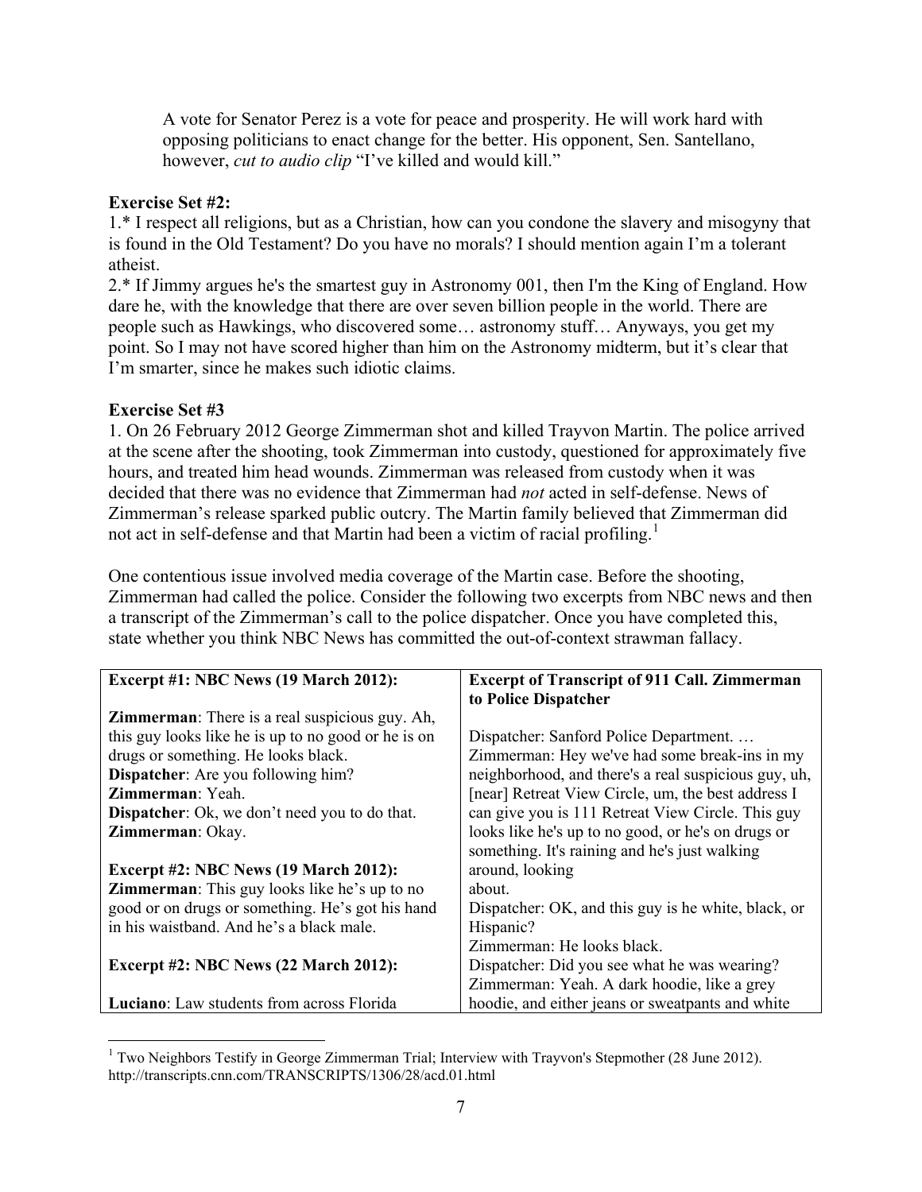A vote for Senator Perez is a vote for peace and prosperity. He will work hard with opposing politicians to enact change for the better. His opponent, Sen. Santellano, however, *cut to audio clip* "I've killed and would kill."

**Exercise Set #2:**

1.* I respect all religions, but as a Christian, how can you condone the slavery and misogyny that is found in the Old Testament? Do you have no morals? I should mention again I'm a tolerant atheist.

2.* If Jimmy argues he's the smartest guy in Astronomy 001, then I'm the King of England. How dare he, with the knowledge that there are over seven billion people in the world. There are people such as Hawkings, who discovered some… astronomy stuff… Anyways, you get my point. So I may not have scored higher than him on the Astronomy midterm, but it's clear that I'm smarter, since he makes such idiotic claims.

**Exercise Set #3**

1. On 26 February 2012 George Zimmerman shot and killed Trayvon Martin. The police arrived at the scene after the shooting, took Zimmerman into custody, questioned for approximately five hours, and treated him head wounds. Zimmerman was released from custody when it was decided that there was no evidence that Zimmerman had *not* acted in self-defense. News of Zimmerman's release sparked public outcry. The Martin family believed that Zimmerman did not act in self-defense and that Martin had been a victim of racial profiling.[1]

One contentious issue involved media coverage of the Martin case. Before the shooting, Zimmerman had called the police. Consider the following two excerpts from NBC news and then a transcript of the Zimmerman's call to the police dispatcher. Once you have completed this, state whether you think NBC News has committed the out-of-context strawman fallacy.

| **Excerpt #1: NBC News (19 March 2012):** | **Excerpt of Transcript of 911 Call. Zimmerman to Police Dispatcher** |
|---|---|
| **Zimmerman**: There is a real suspicious guy. Ah, this guy looks like he is up to no good or he is on drugs or something. He looks black.<br>**Dispatcher**: Are you following him?<br>**Zimmerman**: Yeah.<br>**Dispatcher**: Ok, we don't need you to do that.<br>**Zimmerman**: Okay.<br><br>**Excerpt #2: NBC News (19 March 2012):**<br>**Zimmerman**: This guy looks like he's up to no good or on drugs or something. He's got his hand in his waistband. And he's a black male.<br><br>**Excerpt #2: NBC News (22 March 2012):**<br><br>**Luciano**: Law students from across Florida | Dispatcher: Sanford Police Department. …<br>Zimmerman: Hey we've had some break-ins in my neighborhood, and there's a real suspicious guy, uh, [near] Retreat View Circle, um, the best address I can give you is 111 Retreat View Circle. This guy looks like he's up to no good, or he's on drugs or something. It's raining and he's just walking around, looking about.<br>Dispatcher: OK, and this guy is he white, black, or Hispanic?<br>Zimmerman: He looks black.<br>Dispatcher: Did you see what he was wearing?<br>Zimmerman: Yeah. A dark hoodie, like a grey hoodie, and either jeans or sweatpants and white |

[1] Two Neighbors Testify in George Zimmerman Trial; Interview with Trayvon's Stepmother (28 June 2012). http://transcripts.cnn.com/TRANSCRIPTS/1306/28/acd.01.html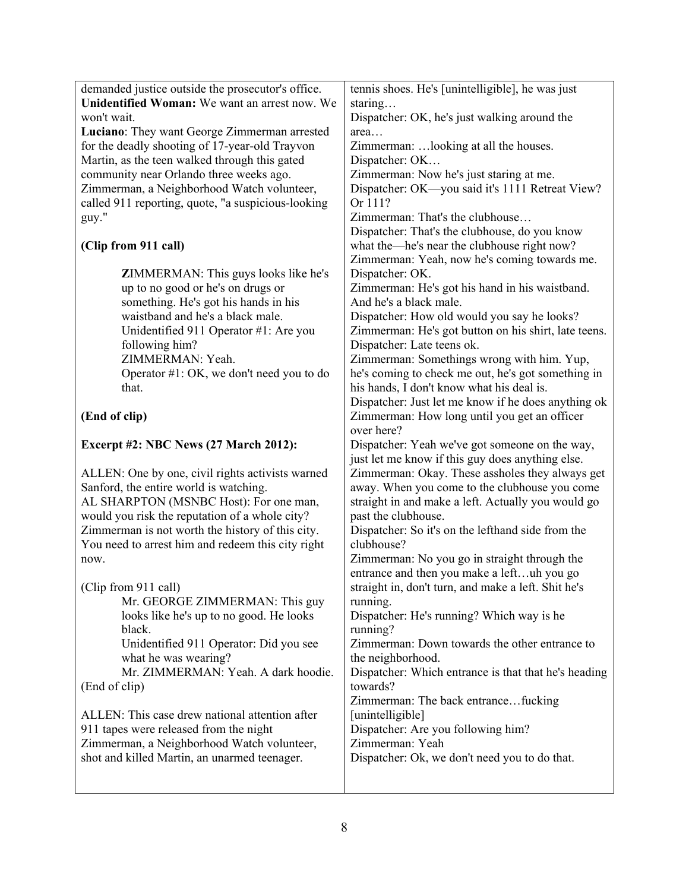demanded justice outside the prosecutor's office.
**Unidentified Woman:** We want an arrest now. We won't wait.
**Luciano**: They want George Zimmerman arrested for the deadly shooting of 17-year-old Trayvon Martin, as the teen walked through this gated community near Orlando three weeks ago. Zimmerman, a Neighborhood Watch volunteer, called 911 reporting, quote, "a suspicious-looking guy."

**(Clip from 911 call)**

> **Z**IMMERMAN: This guys looks like he's up to no good or he's on drugs or something. He's got his hands in his waistband and he's a black male.
> Unidentified 911 Operator #1: Are you following him?
> ZIMMERMAN: Yeah.
> Operator #1: OK, we don't need you to do that.

**(End of clip)**

**Excerpt #2: NBC News (27 March 2012):**

ALLEN: One by one, civil rights activists warned Sanford, the entire world is watching.
AL SHARPTON (MSNBC Host): For one man, would you risk the reputation of a whole city? Zimmerman is not worth the history of this city. You need to arrest him and redeem this city right now.

(Clip from 911 call)

> Mr. GEORGE ZIMMERMAN: This guy looks like he's up to no good. He looks black.
> Unidentified 911 Operator: Did you see what he was wearing?
> Mr. ZIMMERMAN: Yeah. A dark hoodie.

(End of clip)

ALLEN: This case drew national attention after 911 tapes were released from the night Zimmerman, a Neighborhood Watch volunteer, shot and killed Martin, an unarmed teenager.

tennis shoes. He's [unintelligible], he was just staring…
Dispatcher: OK, he's just walking around the area…
Zimmerman: …looking at all the houses.
Dispatcher: OK…
Zimmerman: Now he's just staring at me.
Dispatcher: OK—you said it's 1111 Retreat View? Or 111?
Zimmerman: That's the clubhouse…
Dispatcher: That's the clubhouse, do you know what the—he's near the clubhouse right now?
Zimmerman: Yeah, now he's coming towards me.
Dispatcher: OK.
Zimmerman: He's got his hand in his waistband. And he's a black male.
Dispatcher: How old would you say he looks?
Zimmerman: He's got button on his shirt, late teens.
Dispatcher: Late teens ok.
Zimmerman: Somethings wrong with him. Yup, he's coming to check me out, he's got something in his hands, I don't know what his deal is.
Dispatcher: Just let me know if he does anything ok
Zimmerman: How long until you get an officer over here?
Dispatcher: Yeah we've got someone on the way, just let me know if this guy does anything else.
Zimmerman: Okay. These assholes they always get away. When you come to the clubhouse you come straight in and make a left. Actually you would go past the clubhouse.
Dispatcher: So it's on the lefthand side from the clubhouse?
Zimmerman: No you go in straight through the entrance and then you make a left…uh you go straight in, don't turn, and make a left. Shit he's running.
Dispatcher: He's running? Which way is he running?
Zimmerman: Down towards the other entrance to the neighborhood.
Dispatcher: Which entrance is that that he's heading towards?
Zimmerman: The back entrance…fucking [unintelligible]
Dispatcher: Are you following him?
Zimmerman: Yeah
Dispatcher: Ok, we don't need you to do that.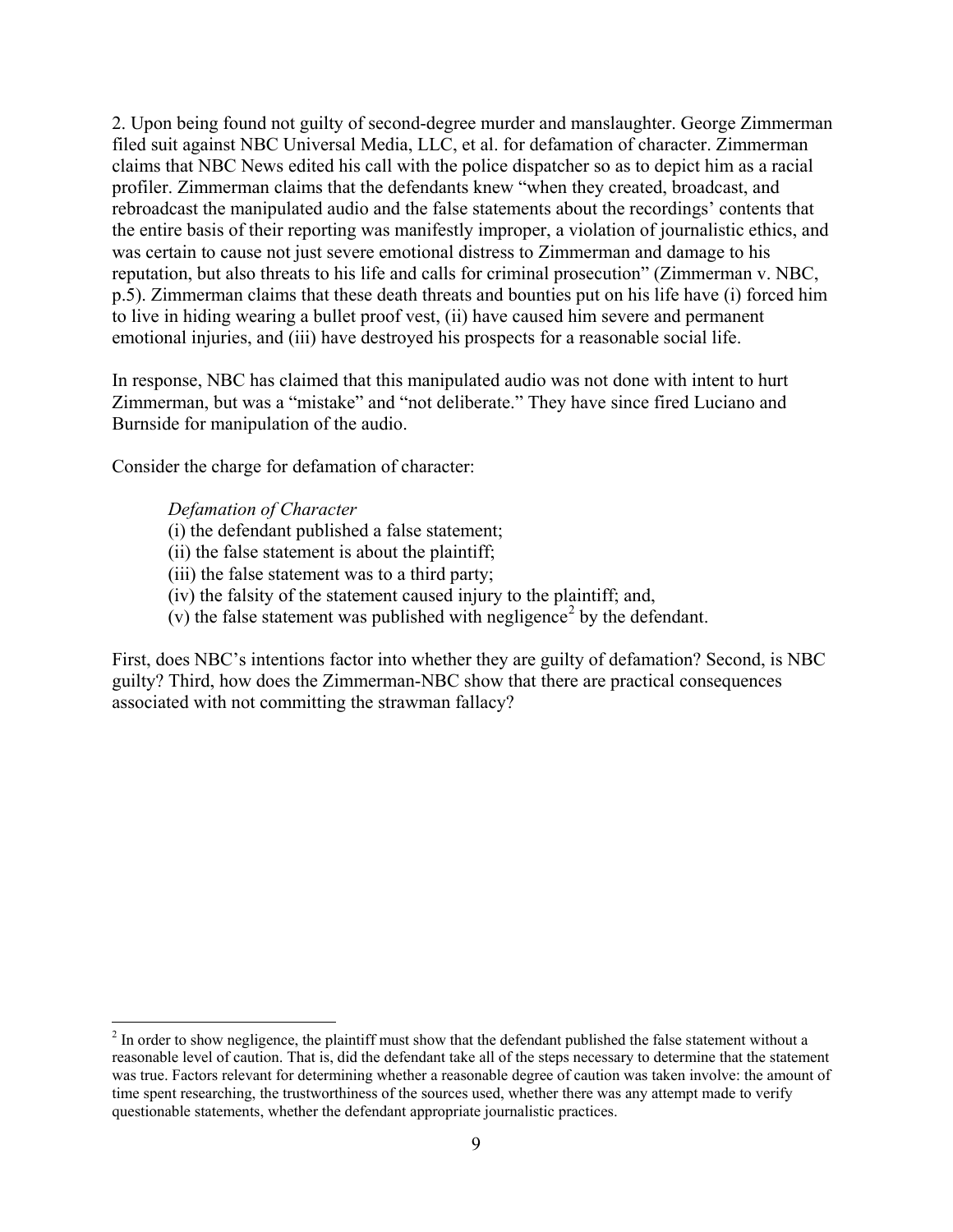2. Upon being found not guilty of second-degree murder and manslaughter. George Zimmerman filed suit against NBC Universal Media, LLC, et al. for defamation of character. Zimmerman claims that NBC News edited his call with the police dispatcher so as to depict him as a racial profiler. Zimmerman claims that the defendants knew "when they created, broadcast, and rebroadcast the manipulated audio and the false statements about the recordings' contents that the entire basis of their reporting was manifestly improper, a violation of journalistic ethics, and was certain to cause not just severe emotional distress to Zimmerman and damage to his reputation, but also threats to his life and calls for criminal prosecution" (Zimmerman v. NBC, p.5). Zimmerman claims that these death threats and bounties put on his life have (i) forced him to live in hiding wearing a bullet proof vest, (ii) have caused him severe and permanent emotional injuries, and (iii) have destroyed his prospects for a reasonable social life.

In response, NBC has claimed that this manipulated audio was not done with intent to hurt Zimmerman, but was a "mistake" and "not deliberate." They have since fired Luciano and Burnside for manipulation of the audio.

Consider the charge for defamation of character:

> *Defamation of Character*
> (i) the defendant published a false statement;
> (ii) the false statement is about the plaintiff;
> (iii) the false statement was to a third party;
> (iv) the falsity of the statement caused injury to the plaintiff; and,
> (v) the false statement was published with negligence[2] by the defendant.

First, does NBC's intentions factor into whether they are guilty of defamation? Second, is NBC guilty? Third, how does the Zimmerman-NBC show that there are practical consequences associated with not committing the strawman fallacy?

---

[2] In order to show negligence, the plaintiff must show that the defendant published the false statement without a reasonable level of caution. That is, did the defendant take all of the steps necessary to determine that the statement was true. Factors relevant for determining whether a reasonable degree of caution was taken involve: the amount of time spent researching, the trustworthiness of the sources used, whether there was any attempt made to verify questionable statements, whether the defendant appropriate journalistic practices.